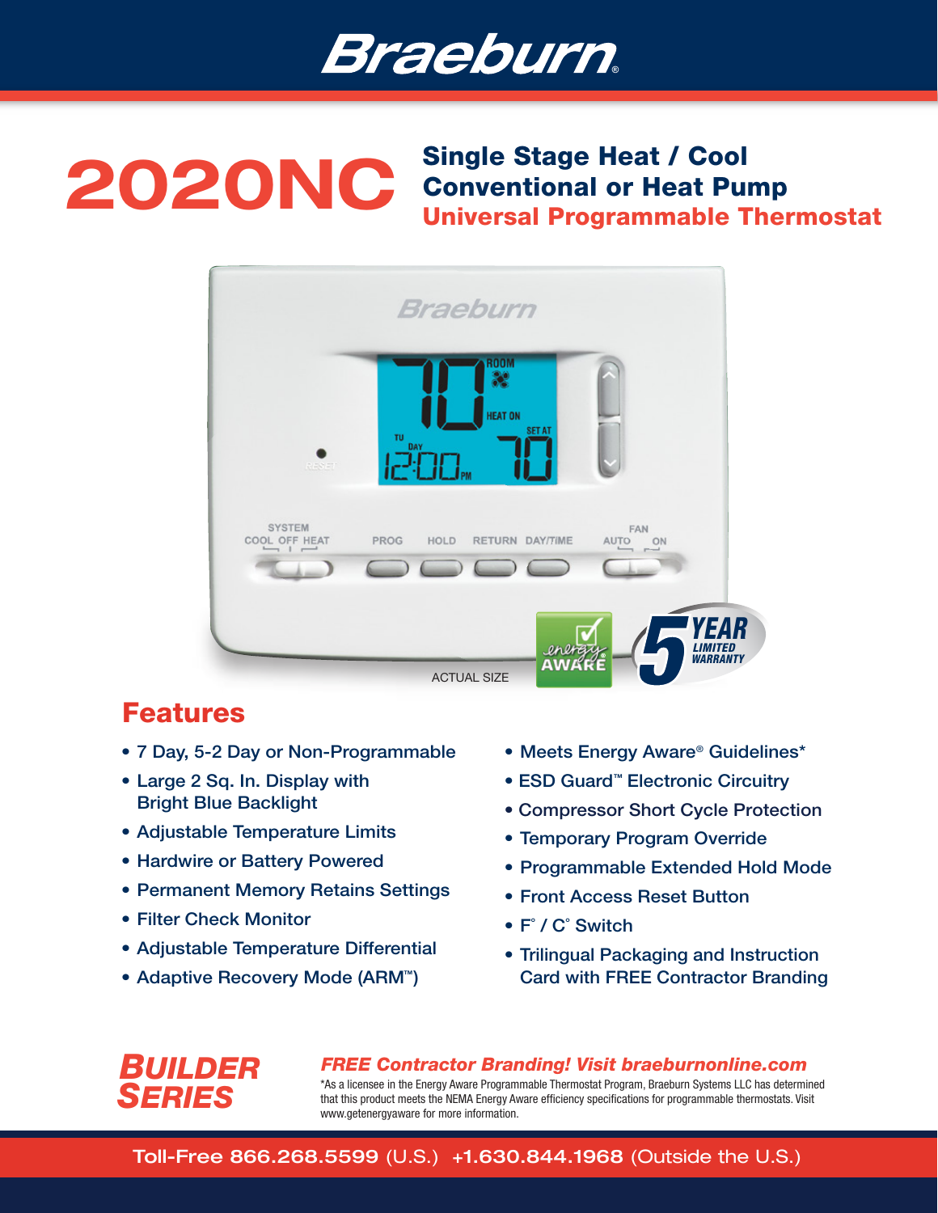# Braeburn

# 2020NC

## Single Stage Heat / Cool Conventional or Heat Pump
## Universal Programmable Thermostat

ACTUAL SIZE

## Features

- 7 Day, 5-2 Day or Non-Programmable
- Large 2 Sq. In. Display with Bright Blue Backlight
- Adjustable Temperature Limits
- Hardwire or Battery Powered
- Permanent Memory Retains Settings
- Filter Check Monitor
- Adjustable Temperature Differential
- Adaptive Recovery Mode (ARM™)
- Meets Energy Aware® Guidelines*
- ESD Guard™ Electronic Circuitry
- Compressor Short Cycle Protection
- Temporary Program Override
- Programmable Extended Hold Mode
- Front Access Reset Button
- F° / C° Switch
- Trilingual Packaging and Instruction Card with FREE Contractor Branding

**BUILDER SERIES**

***FREE Contractor Branding! Visit braeburnonline.com***

*As a licensee in the Energy Aware Programmable Thermostat Program, Braeburn Systems LLC has determined that this product meets the NEMA Energy Aware efficiency specifications for programmable thermostats. Visit www.getenergyaware for more information.

**Toll-Free 866.268.5599** (U.S.) **+1.630.844.1968** (Outside the U.S.)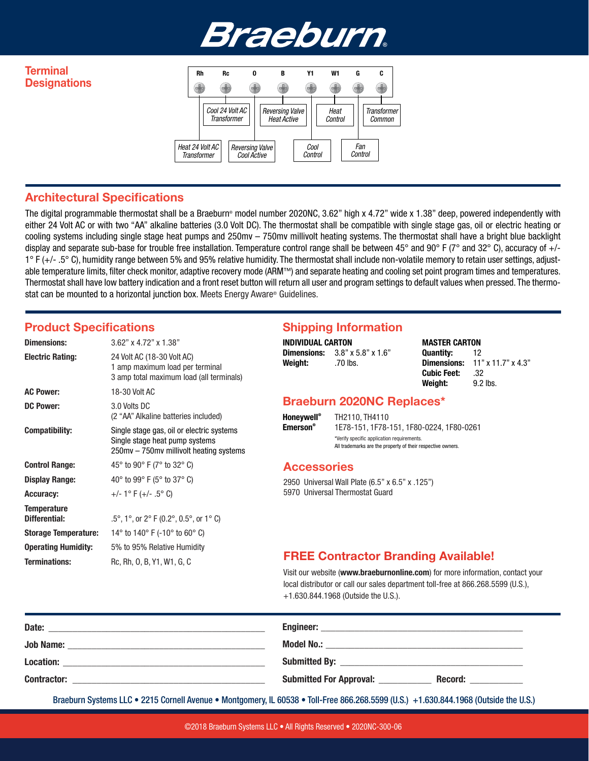# Braeburn

## Terminal Designations

Rh, Rc, O, B, Y1, W1, G, C

- Rh: Heat 24 Volt AC Transformer
- Rc: Cool 24 Volt AC Transformer
- O: Reversing Valve Cool Active
- B: Reversing Valve Heat Active
- Y1: Cool Control
- W1: Heat Control
- G: Fan Control
- C: Transformer Common

## Architectural Specifications

The digital programmable thermostat shall be a Braeburn® model number 2020NC, 3.62" high x 4.72" wide x 1.38" deep, powered independently with either 24 Volt AC or with two "AA" alkaline batteries (3.0 Volt DC). The thermostat shall be compatible with single stage gas, oil or electric heating or cooling systems including single stage heat pumps and 250mv – 750mv millivolt heating systems. The thermostat shall have a bright blue backlight display and separate sub-base for trouble free installation. Temperature control range shall be between 45° and 90° F (7° and 32° C), accuracy of +/- 1° F (+/- .5° C), humidity range between 5% and 95% relative humidity. The thermostat shall include non-volatile memory to retain user settings, adjustable temperature limits, filter check monitor, adaptive recovery mode (ARM™) and separate heating and cooling set point program times and temperatures. Thermostat shall have low battery indication and a front reset button will return all user and program settings to default values when pressed. The thermostat can be mounted to a horizontal junction box. Meets Energy Aware® Guidelines.

## Product Specifications

| | |
|---|---|
| **Dimensions:** | 3.62" x 4.72" x 1.38" |
| **Electric Rating:** | 24 Volt AC (18-30 Volt AC)<br>1 amp maximum load per terminal<br>3 amp total maximum load (all terminals) |
| **AC Power:** | 18-30 Volt AC |
| **DC Power:** | 3.0 Volts DC<br>(2 "AA" Alkaline batteries included) |
| **Compatibility:** | Single stage gas, oil or electric systems<br>Single stage heat pump systems<br>250mv – 750mv millivolt heating systems |
| **Control Range:** | 45° to 90° F (7° to 32° C) |
| **Display Range:** | 40° to 99° F (5° to 37° C) |
| **Accuracy:** | +/- 1° F (+/- .5° C) |
| **Temperature Differential:** | .5°, 1°, or 2° F (0.2°, 0.5°, or 1° C) |
| **Storage Temperature:** | 14° to 140° F (-10° to 60° C) |
| **Operating Humidity:** | 5% to 95% Relative Humidity |
| **Terminations:** | Rc, Rh, O, B, Y1, W1, G, C |

## Shipping Information

**INDIVIDUAL CARTON**

| | |
|---|---|
| **Dimensions:** | 3.8" x 5.8" x 1.6" |
| **Weight:** | .70 lbs. |

**MASTER CARTON**

| | |
|---|---|
| **Quantity:** | 12 |
| **Dimensions:** | 11" x 11.7" x 4.3" |
| **Cubic Feet:** | .32 |
| **Weight:** | 9.2 lbs. |

## Braeburn 2020NC Replaces*

| | |
|---|---|
| **Honeywell®** | TH2110, TH4110 |
| **Emerson®** | 1E78-151, 1F78-151, 1F80-0224, 1F80-0261 |

*Verify specific application requirements.
All trademarks are the property of their respective owners.

## Accessories

2950 Universal Wall Plate (6.5" x 6.5" x .125")
5970 Universal Thermostat Guard

## FREE Contractor Branding Available!

Visit our website (**www.braeburnonline.com**) for more information, contact your local distributor or call our sales department toll-free at 866.268.5599 (U.S.), +1.630.844.1968 (Outside the U.S.).

**Date:** ____________________

**Job Name:** ____________________

**Location:** ____________________

**Contractor:** ____________________

**Engineer:** ____________________

**Model No.:** ____________________

**Submitted By:** ____________________

**Submitted For Approval:** __________ **Record:** __________

Braeburn Systems LLC • 2215 Cornell Avenue • Montgomery, IL 60538 • Toll-Free 866.268.5599 (U.S.) +1.630.844.1968 (Outside the U.S.)

©2018 Braeburn Systems LLC • All Rights Reserved • 2020NC-300-06